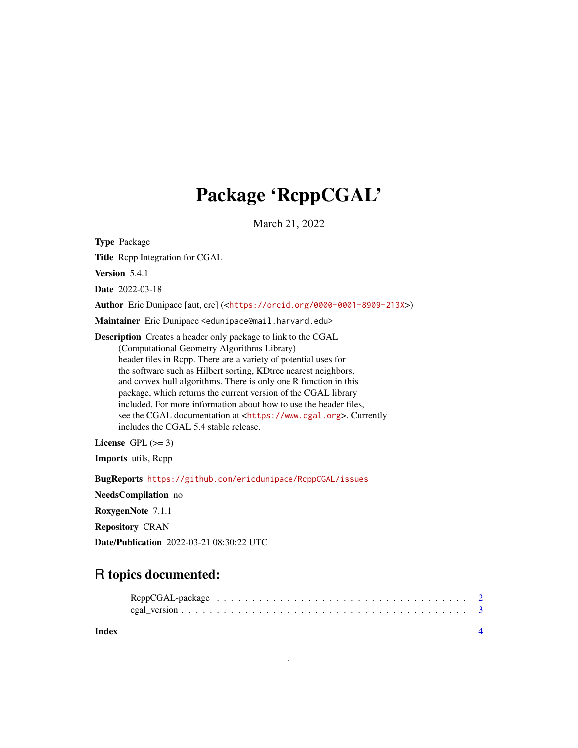# Package 'RcppCGAL'

March 21, 2022

**Type** Package

**Title** Rcpp Integration for CGAL

**Version** 5.4.1

**Date** 2022-03-18

**Author** Eric Dunipace [aut, cre] (<https://orcid.org/0000-0001-8909-213X>)

**Maintainer** Eric Dunipace <edunipace@mail.harvard.edu>

**Description** Creates a header only package to link to the CGAL (Computational Geometry Algorithms Library) header files in Rcpp. There are a variety of potential uses for the software such as Hilbert sorting, KDtree nearest neighbors, and convex hull algorithms. There is only one R function in this package, which returns the current version of the CGAL library included. For more information about how to use the header files, see the CGAL documentation at <https://www.cgal.org>. Currently includes the CGAL 5.4 stable release.

**License** GPL (>= 3)

**Imports** utils, Rcpp

**BugReports** https://github.com/ericdunipace/RcppCGAL/issues

**NeedsCompilation** no

**RoxygenNote** 7.1.1

**Repository** CRAN

**Date/Publication** 2022-03-21 08:30:22 UTC

## R topics documented:

RcppCGAL-package . . . . . . . . . . . . . . . . . . . . . . . . . . . . . . . . . . 2
cgal_version . . . . . . . . . . . . . . . . . . . . . . . . . . . . . . . . . . . . . 3

**Index** **4**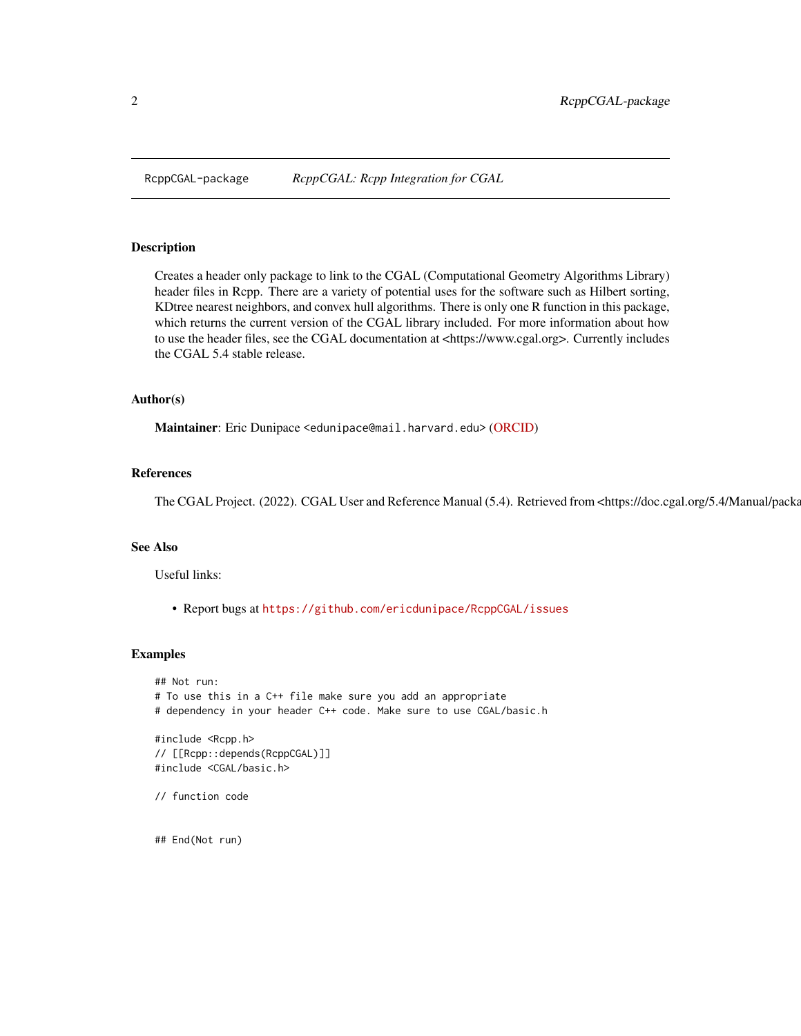RcppCGAL-package *RcppCGAL: Rcpp Integration for CGAL*

## Description

Creates a header only package to link to the CGAL (Computational Geometry Algorithms Library) header files in Rcpp. There are a variety of potential uses for the software such as Hilbert sorting, KDtree nearest neighbors, and convex hull algorithms. There is only one R function in this package, which returns the current version of the CGAL library included. For more information about how to use the header files, see the CGAL documentation at <https://www.cgal.org>. Currently includes the CGAL 5.4 stable release.

## Author(s)

**Maintainer**: Eric Dunipace <edunipace@mail.harvard.edu> (ORCID)

## References

The CGAL Project. (2022). CGAL User and Reference Manual (5.4). Retrieved from <https://doc.cgal.org/5.4/Manual/packa

## See Also

Useful links:

- Report bugs at https://github.com/ericdunipace/RcppCGAL/issues

## Examples

```
## Not run:
# To use this in a C++ file make sure you add an appropriate
# dependency in your header C++ code. Make sure to use CGAL/basic.h

#include <Rcpp.h>
// [[Rcpp::depends(RcppCGAL)]]
#include <CGAL/basic.h>

// function code


## End(Not run)
```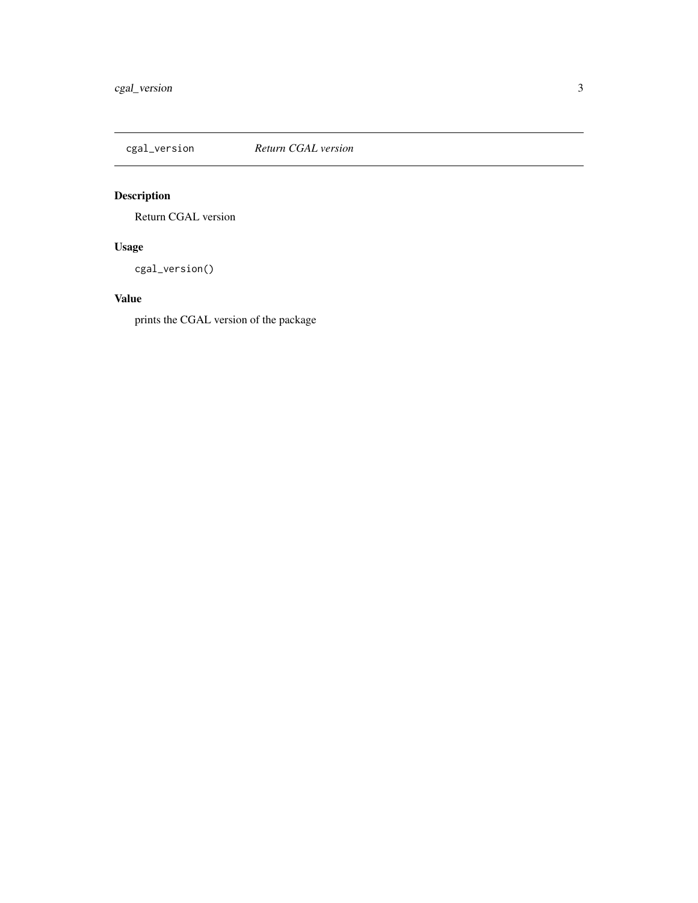cgal_version *Return CGAL version*

## Description

Return CGAL version

## Usage

```
cgal_version()
```

## Value

prints the CGAL version of the package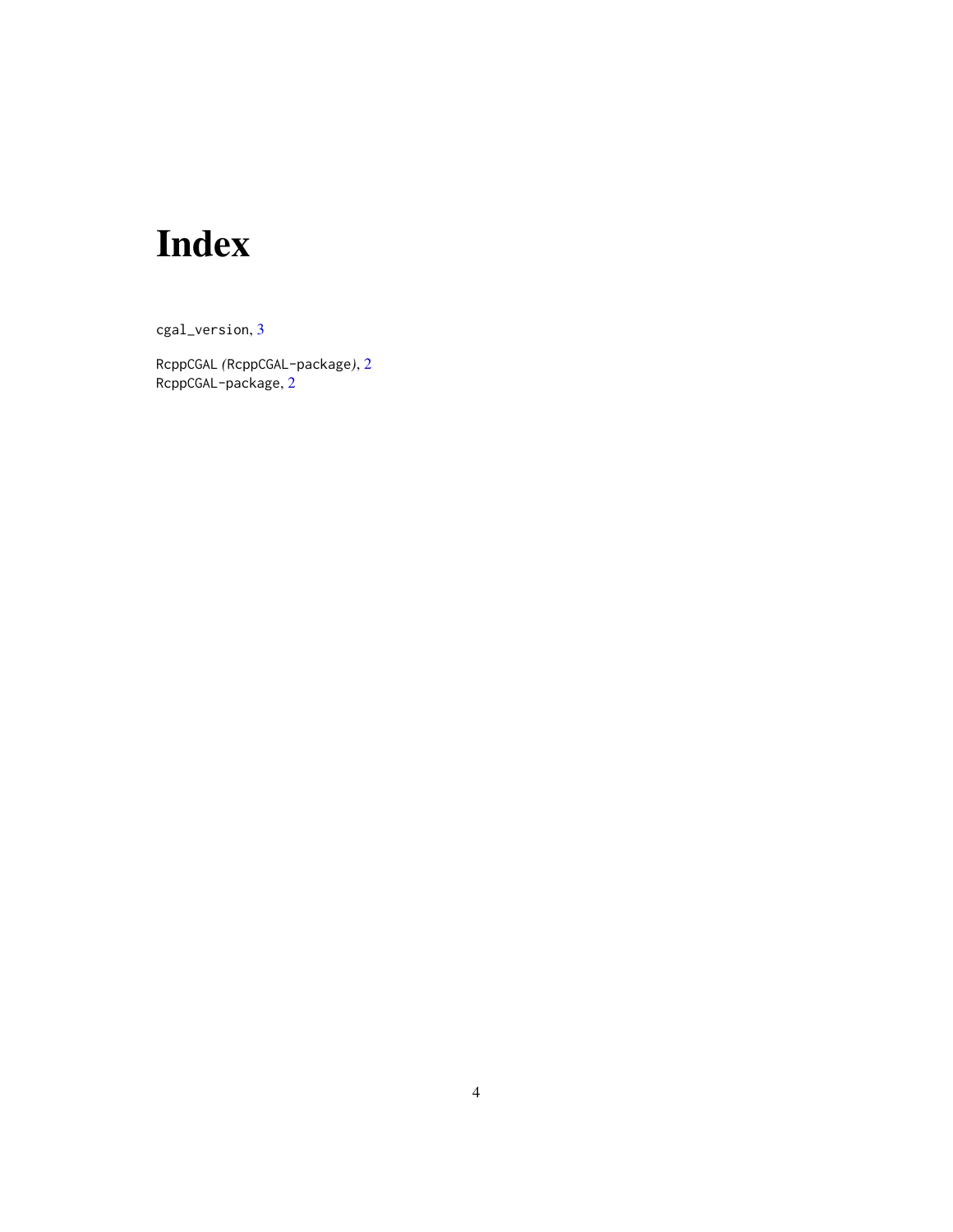# Index

cgal_version, 3

RcppCGAL (RcppCGAL-package), 2
RcppCGAL-package, 2